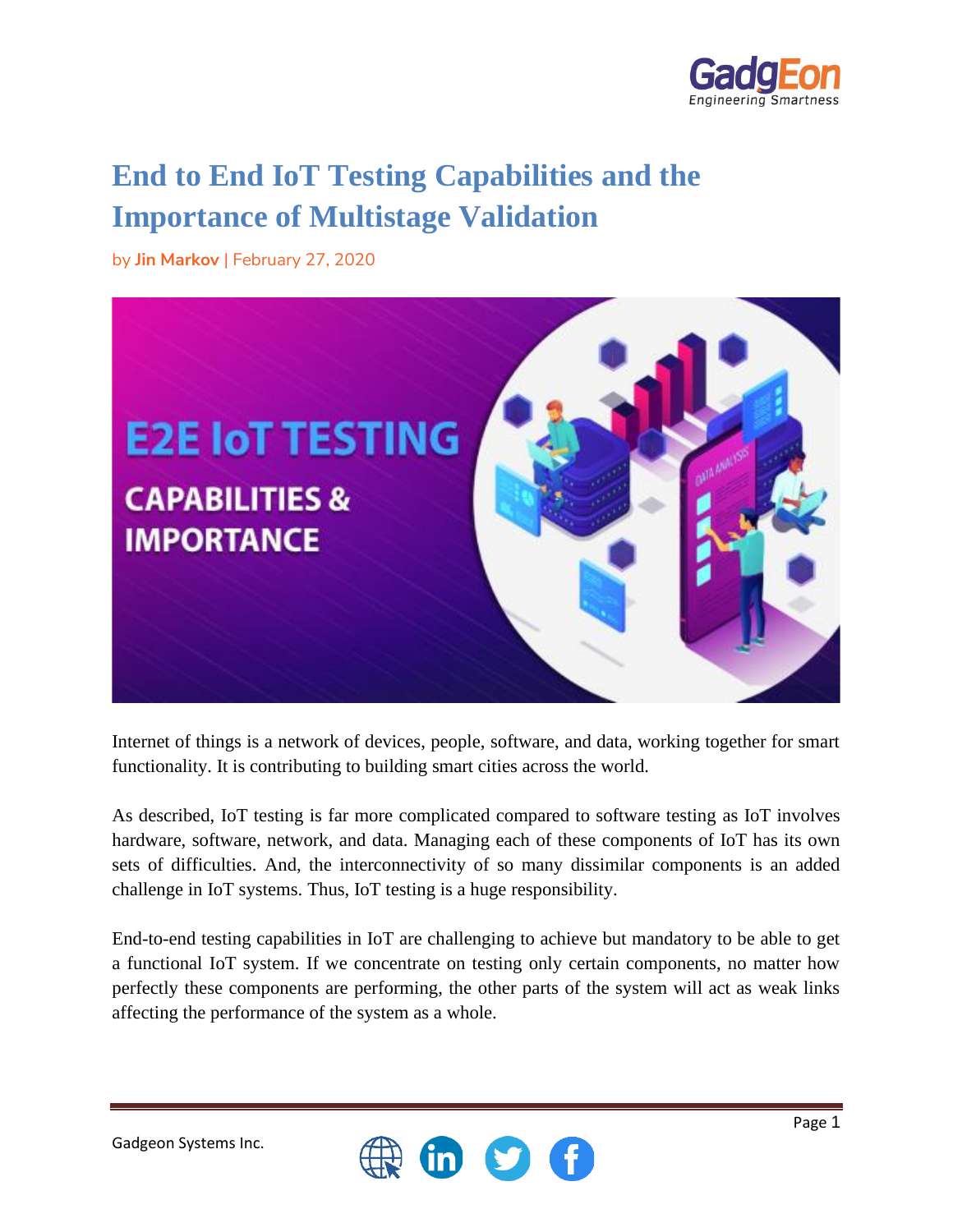# End to End IoT Testing Capabilities and the Importance of Multistage Validation

by **Jin Markov** | February 27, 2020

Internet of things is a network of devices, people, software, and data, working together for smart functionality. It is contributing to building smart cities across the world.

As described, IoT testing is far more complicated compared to software testing as IoT involves hardware, software, network, and data. Managing each of these components of IoT has its own sets of difficulties. And, the interconnectivity of so many dissimilar components is an added challenge in IoT systems. Thus, IoT testing is a huge responsibility.

End-to-end testing capabilities in IoT are challenging to achieve but mandatory to be able to get a functional IoT system. If we concentrate on testing only certain components, no matter how perfectly these components are performing, the other parts of the system will act as weak links affecting the performance of the system as a whole.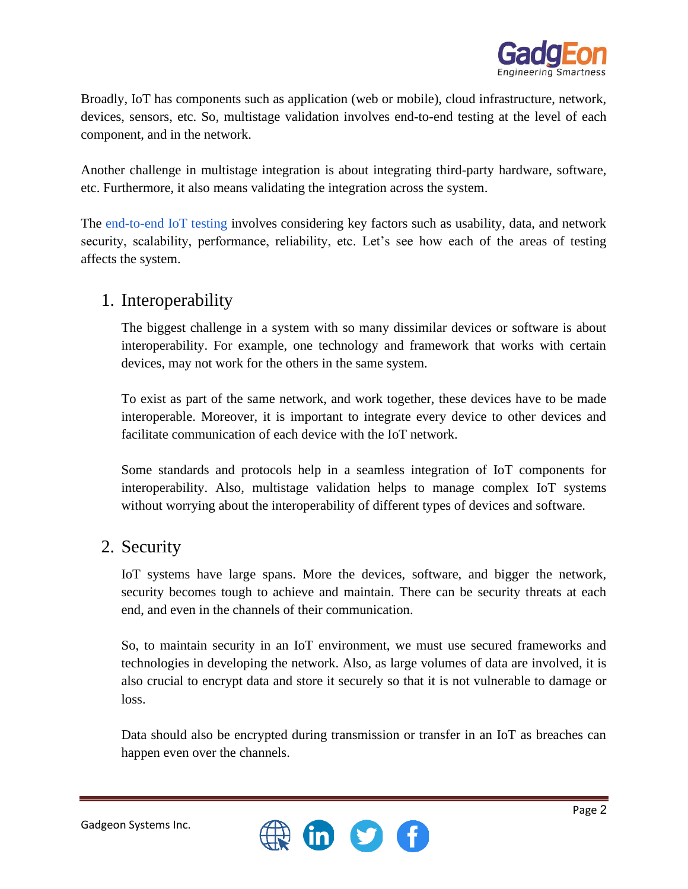Broadly, IoT has components such as application (web or mobile), cloud infrastructure, network, devices, sensors, etc. So, multistage validation involves end-to-end testing at the level of each component, and in the network.

Another challenge in multistage integration is about integrating third-party hardware, software, etc. Furthermore, it also means validating the integration across the system.

The end-to-end IoT testing involves considering key factors such as usability, data, and network security, scalability, performance, reliability, etc. Let's see how each of the areas of testing affects the system.

## 1. Interoperability

The biggest challenge in a system with so many dissimilar devices or software is about interoperability. For example, one technology and framework that works with certain devices, may not work for the others in the same system.

To exist as part of the same network, and work together, these devices have to be made interoperable. Moreover, it is important to integrate every device to other devices and facilitate communication of each device with the IoT network.

Some standards and protocols help in a seamless integration of IoT components for interoperability. Also, multistage validation helps to manage complex IoT systems without worrying about the interoperability of different types of devices and software.

## 2. Security

IoT systems have large spans. More the devices, software, and bigger the network, security becomes tough to achieve and maintain. There can be security threats at each end, and even in the channels of their communication.

So, to maintain security in an IoT environment, we must use secured frameworks and technologies in developing the network. Also, as large volumes of data are involved, it is also crucial to encrypt data and store it securely so that it is not vulnerable to damage or loss.

Data should also be encrypted during transmission or transfer in an IoT as breaches can happen even over the channels.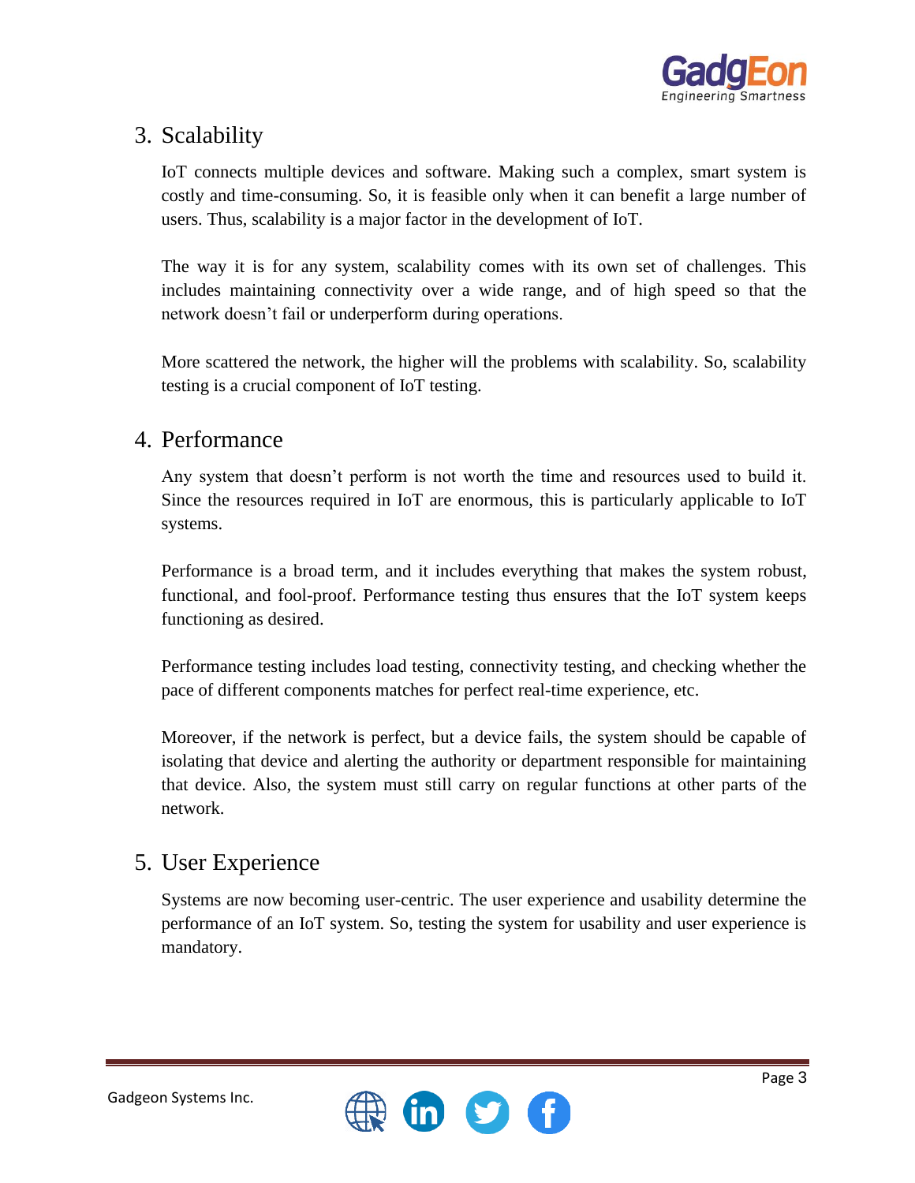## 3. Scalability

IoT connects multiple devices and software. Making such a complex, smart system is costly and time-consuming. So, it is feasible only when it can benefit a large number of users. Thus, scalability is a major factor in the development of IoT.

The way it is for any system, scalability comes with its own set of challenges. This includes maintaining connectivity over a wide range, and of high speed so that the network doesn't fail or underperform during operations.

More scattered the network, the higher will the problems with scalability. So, scalability testing is a crucial component of IoT testing.

## 4. Performance

Any system that doesn't perform is not worth the time and resources used to build it. Since the resources required in IoT are enormous, this is particularly applicable to IoT systems.

Performance is a broad term, and it includes everything that makes the system robust, functional, and fool-proof. Performance testing thus ensures that the IoT system keeps functioning as desired.

Performance testing includes load testing, connectivity testing, and checking whether the pace of different components matches for perfect real-time experience, etc.

Moreover, if the network is perfect, but a device fails, the system should be capable of isolating that device and alerting the authority or department responsible for maintaining that device. Also, the system must still carry on regular functions at other parts of the network.

## 5. User Experience

Systems are now becoming user-centric. The user experience and usability determine the performance of an IoT system. So, testing the system for usability and user experience is mandatory.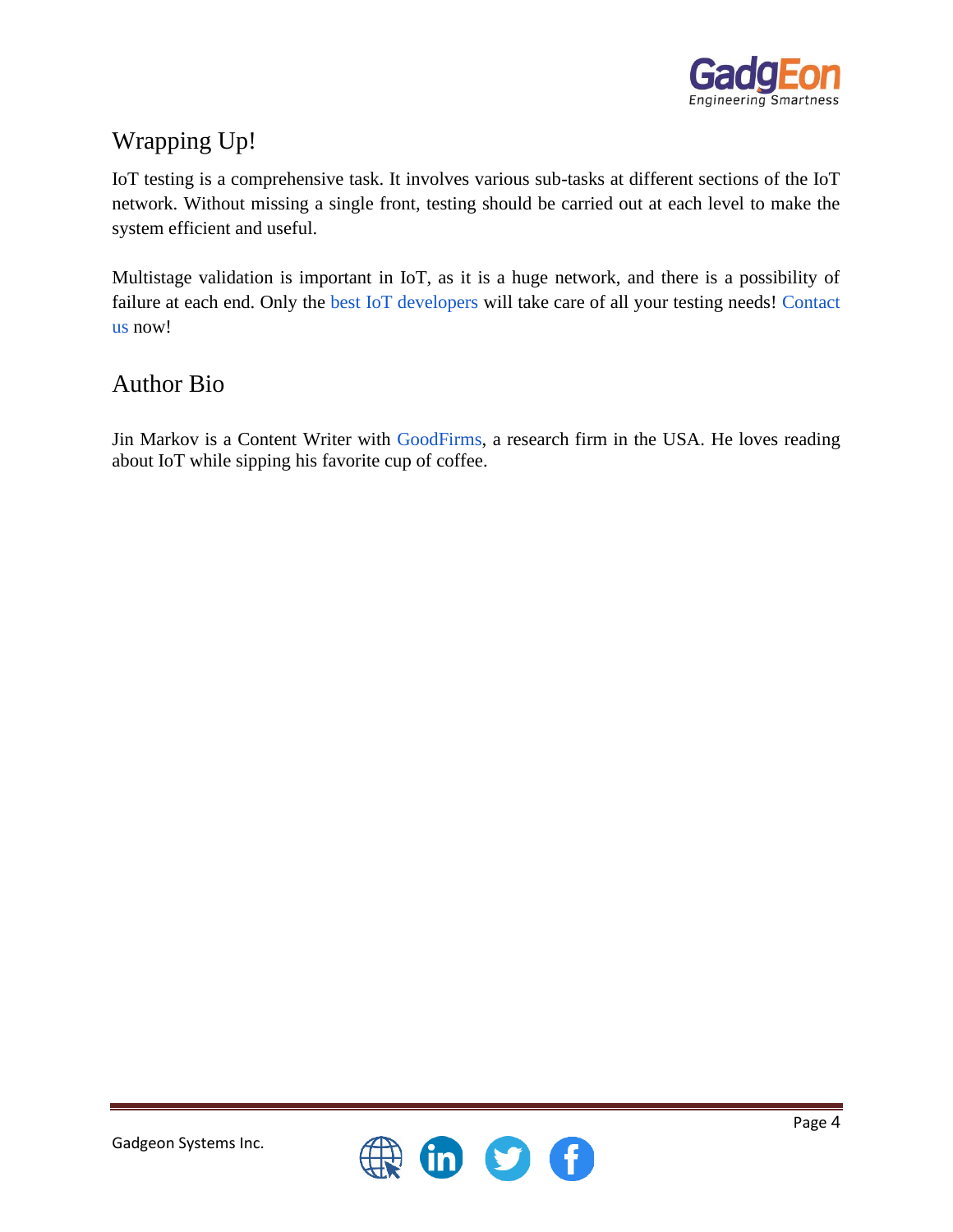## Wrapping Up!

IoT testing is a comprehensive task. It involves various sub-tasks at different sections of the IoT network. Without missing a single front, testing should be carried out at each level to make the system efficient and useful.

Multistage validation is important in IoT, as it is a huge network, and there is a possibility of failure at each end. Only the best IoT developers will take care of all your testing needs! Contact us now!

## Author Bio

Jin Markov is a Content Writer with GoodFirms, a research firm in the USA. He loves reading about IoT while sipping his favorite cup of coffee.